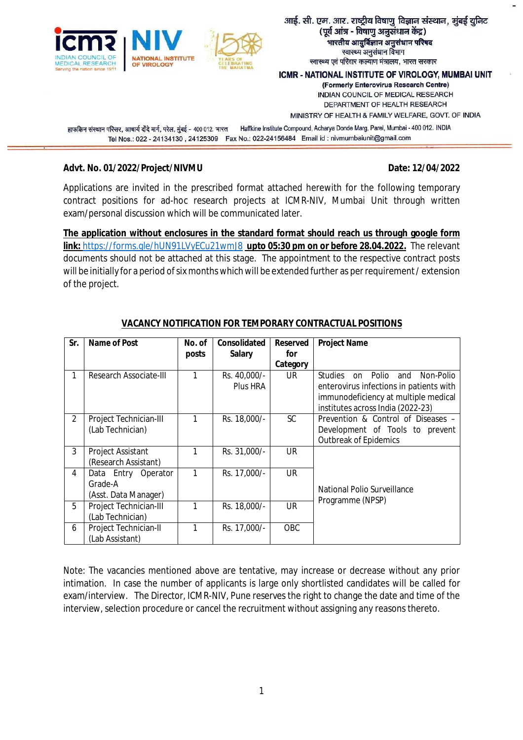आई. सी. एम. आर. राष्ट्रीय विषाणु विज्ञान संस्थान, मुंबई युनिट
(पूर्व आंत्र - विषाणु अनुसंधान केंद्र)
भारतीय आयुर्विज्ञान अनुसंधान परिषद
स्वास्थ्य अनुसंधान विभाग
स्वास्थ्य एवं परिवार कल्याण मंत्रालय, भारत सरकार

**ICMR - NATIONAL INSTITUTE OF VIROLOGY, MUMBAI UNIT**
(Formerly Enterovirus Research Centre)
INDIAN COUNCIL OF MEDICAL RESEARCH
DEPARTMENT OF HEALTH RESEARCH
MINISTRY OF HEALTH & FAMILY WELFARE, GOVT. OF INDIA

हाफकिन संस्थान परिसर, आचार्य दोंदे मार्ग, परेल, मुंबई - 400 012. भारत    Haffkine Institute Compound, Acharya Donde Marg, Parel, Mumbai - 400 012. INDIA
Tel Nos.: 022 - 24134130 , 24125309   Fax No.: 022-24156484   Email id : nivmumbaiunit@gmail.com

**Advt. No. 01/2022/Project/NIVMU** **Date: 12/04/2022**

Applications are invited in the prescribed format attached herewith for the following temporary contract positions for ad-hoc research projects at ICMR-NIV, Mumbai Unit through written exam/personal discussion which will be communicated later.

**The application without enclosures in the standard format should reach us through google form link: https://forms.gle/hUN91LVyECu21wmJ8 upto 05:30 pm on or before 28.04.2022.** The relevant documents should not be attached at this stage. The appointment to the respective contract posts will be initially for a period of six months which will be extended further as per requirement / extension of the project.

**VACANCY NOTIFICATION FOR TEMPORARY CONTRACTUAL POSITIONS**

| Sr. | Name of Post | No. of posts | Consolidated Salary | Reserved for Category | Project Name |
|---|---|---|---|---|---|
| 1 | Research Associate-III | 1 | Rs. 40,000/- Plus HRA | UR | Studies on Polio and Non-Polio enterovirus infections in patients with immunodeficiency at multiple medical institutes across India (2022-23) |
| 2 | Project Technician-III (Lab Technician) | 1 | Rs. 18,000/- | SC | Prevention & Control of Diseases – Development of Tools to prevent Outbreak of Epidemics |
| 3 | Project Assistant (Research Assistant) | 1 | Rs. 31,000/- | UR | National Polio Surveillance Programme (NPSP) |
| 4 | Data Entry Operator Grade-A (Asst. Data Manager) | 1 | Rs. 17,000/- | UR | National Polio Surveillance Programme (NPSP) |
| 5 | Project Technician-III (Lab Technician) | 1 | Rs. 18,000/- | UR | National Polio Surveillance Programme (NPSP) |
| 6 | Project Technician-II (Lab Assistant) | 1 | Rs. 17,000/- | OBC | National Polio Surveillance Programme (NPSP) |

Note: The vacancies mentioned above are tentative, may increase or decrease without any prior intimation. In case the number of applicants is large only shortlisted candidates will be called for exam/interview. The Director, ICMR-NIV, Pune reserves the right to change the date and time of the interview, selection procedure or cancel the recruitment without assigning any reasons thereto.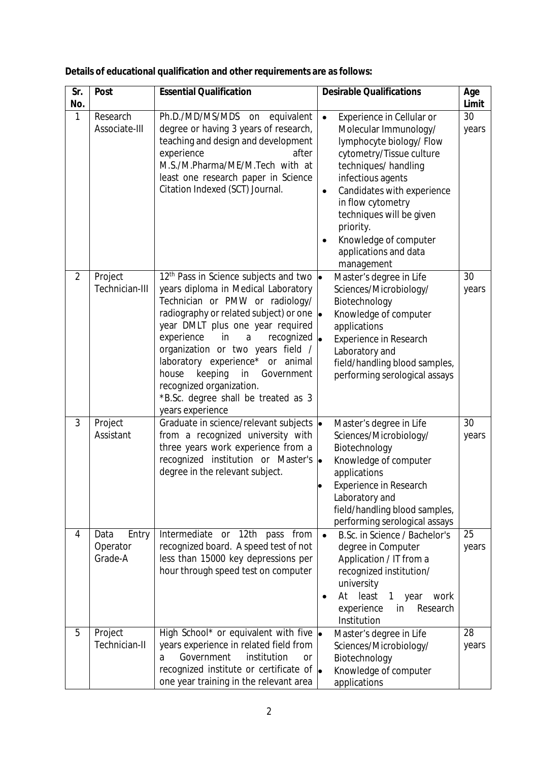**Details of educational qualification and other requirements are as follows:**

| Sr. No. | Post | Essential Qualification | Desirable Qualifications | Age Limit |
|---|---|---|---|---|
| 1 | Research Associate-III | Ph.D./MD/MS/MDS on equivalent degree or having 3 years of research, teaching and design and development experience after M.S./M.Pharma/ME/M.Tech with at least one research paper in Science Citation Indexed (SCT) Journal. | • Experience in Cellular or Molecular Immunology/ lymphocyte biology/ Flow cytometry/Tissue culture techniques/ handling infectious agents<br>• Candidates with experience in flow cytometry techniques will be given priority.<br>• Knowledge of computer applications and data management | 30 years |
| 2 | Project Technician-III | 12th Pass in Science subjects and two years diploma in Medical Laboratory Technician or PMW or radiology/ radiography or related subject) or one year DMLT plus one year required experience in a recognized organization or two years field / laboratory experience* or animal house keeping in Government recognized organization.<br>*B.Sc. degree shall be treated as 3 years experience | • Master's degree in Life Sciences/Microbiology/ Biotechnology<br>• Knowledge of computer applications<br>• Experience in Research Laboratory and field/handling blood samples, performing serological assays | 30 years |
| 3 | Project Assistant | Graduate in science/relevant subjects from a recognized university with three years work experience from a recognized institution or Master's degree in the relevant subject. | • Master's degree in Life Sciences/Microbiology/ Biotechnology<br>• Knowledge of computer applications<br>• Experience in Research Laboratory and field/handling blood samples, performing serological assays | 30 years |
| 4 | Data Entry Operator Grade-A | Intermediate or 12th pass from recognized board. A speed test of not less than 15000 key depressions per hour through speed test on computer | • B.Sc. in Science / Bachelor's degree in Computer Application / IT from a recognized institution/ university<br>• At least 1 year work experience in Research Institution | 25 years |
| 5 | Project Technician-II | High School* or equivalent with five years experience in related field from a Government institution or recognized institute or certificate of one year training in the relevant area | • Master's degree in Life Sciences/Microbiology/ Biotechnology<br>• Knowledge of computer applications | 28 years |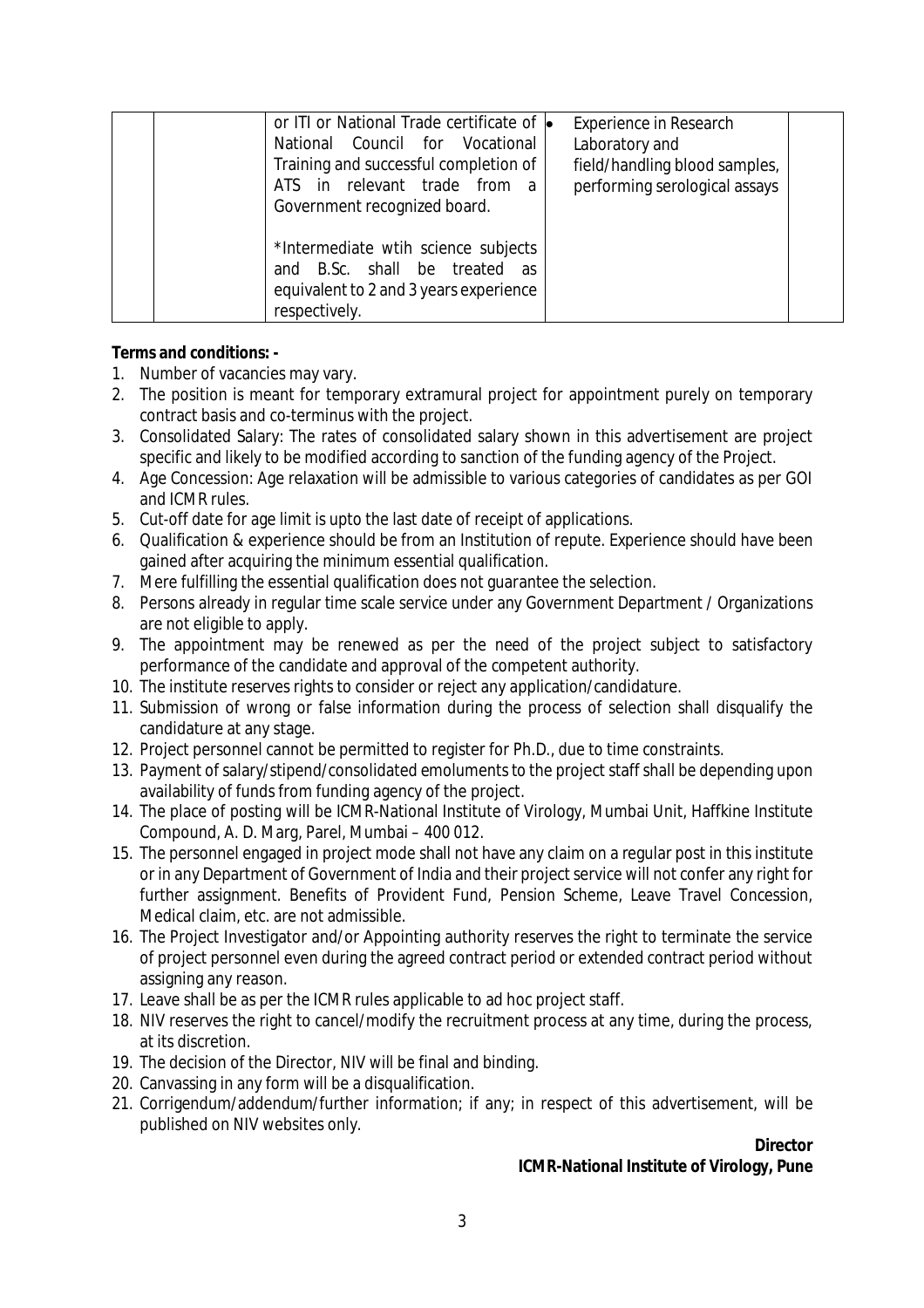| | | | | |
|---|---|---|---|---|
| | | or ITI or National Trade certificate of National Council for Vocational Training and successful completion of ATS in relevant trade from a Government recognized board.<br><br>*Intermediate wtih science subjects and B.Sc. shall be treated as equivalent to 2 and 3 years experience respectively. | • Experience in Research Laboratory and field/handling blood samples, performing serological assays | |

**Terms and conditions: -**

1. Number of vacancies may vary.
2. The position is meant for temporary extramural project for appointment purely on temporary contract basis and co-terminus with the project.
3. Consolidated Salary: The rates of consolidated salary shown in this advertisement are project specific and likely to be modified according to sanction of the funding agency of the Project.
4. Age Concession: Age relaxation will be admissible to various categories of candidates as per GOI and ICMR rules.
5. Cut-off date for age limit is upto the last date of receipt of applications.
6. Qualification & experience should be from an Institution of repute. Experience should have been gained after acquiring the minimum essential qualification.
7. Mere fulfilling the essential qualification does not guarantee the selection.
8. Persons already in regular time scale service under any Government Department / Organizations are not eligible to apply.
9. The appointment may be renewed as per the need of the project subject to satisfactory performance of the candidate and approval of the competent authority.
10. The institute reserves rights to consider or reject any application/candidature.
11. Submission of wrong or false information during the process of selection shall disqualify the candidature at any stage.
12. Project personnel cannot be permitted to register for Ph.D., due to time constraints.
13. Payment of salary/stipend/consolidated emoluments to the project staff shall be depending upon availability of funds from funding agency of the project.
14. The place of posting will be ICMR-National Institute of Virology, Mumbai Unit, Haffkine Institute Compound, A. D. Marg, Parel, Mumbai – 400 012.
15. The personnel engaged in project mode shall not have any claim on a regular post in this institute or in any Department of Government of India and their project service will not confer any right for further assignment. Benefits of Provident Fund, Pension Scheme, Leave Travel Concession, Medical claim, etc. are not admissible.
16. The Project Investigator and/or Appointing authority reserves the right to terminate the service of project personnel even during the agreed contract period or extended contract period without assigning any reason.
17. Leave shall be as per the ICMR rules applicable to ad hoc project staff.
18. NIV reserves the right to cancel/modify the recruitment process at any time, during the process, at its discretion.
19. The decision of the Director, NIV will be final and binding.
20. Canvassing in any form will be a disqualification.
21. Corrigendum/addendum/further information; if any; in respect of this advertisement, will be published on NIV websites only.

**Director**
**ICMR-National Institute of Virology, Pune**